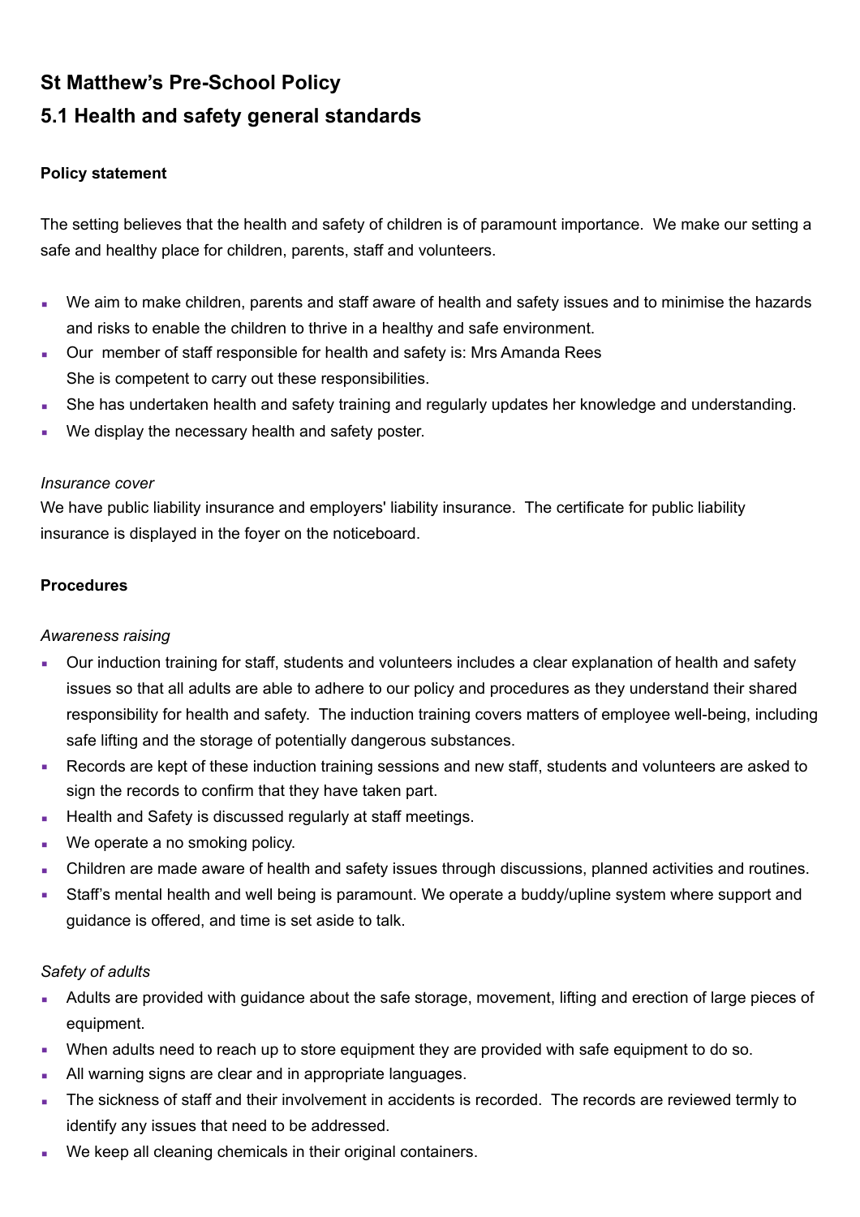# St Matthew's Pre-School Policy

## 5.1 Health and safety general standards

**Policy statement**

The setting believes that the health and safety of children is of paramount importance. We make our setting a safe and healthy place for children, parents, staff and volunteers.

- We aim to make children, parents and staff aware of health and safety issues and to minimise the hazards and risks to enable the children to thrive in a healthy and safe environment.
- Our member of staff responsible for health and safety is: Mrs Amanda Rees
  She is competent to carry out these responsibilities.
- She has undertaken health and safety training and regularly updates her knowledge and understanding.
- We display the necessary health and safety poster.

*Insurance cover*

We have public liability insurance and employers' liability insurance. The certificate for public liability insurance is displayed in the foyer on the noticeboard.

**Procedures**

*Awareness raising*

- Our induction training for staff, students and volunteers includes a clear explanation of health and safety issues so that all adults are able to adhere to our policy and procedures as they understand their shared responsibility for health and safety. The induction training covers matters of employee well-being, including safe lifting and the storage of potentially dangerous substances.
- Records are kept of these induction training sessions and new staff, students and volunteers are asked to sign the records to confirm that they have taken part.
- Health and Safety is discussed regularly at staff meetings.
- We operate a no smoking policy.
- Children are made aware of health and safety issues through discussions, planned activities and routines.
- Staff's mental health and well being is paramount. We operate a buddy/upline system where support and guidance is offered, and time is set aside to talk.

*Safety of adults*

- Adults are provided with guidance about the safe storage, movement, lifting and erection of large pieces of equipment.
- When adults need to reach up to store equipment they are provided with safe equipment to do so.
- All warning signs are clear and in appropriate languages.
- The sickness of staff and their involvement in accidents is recorded. The records are reviewed termly to identify any issues that need to be addressed.
- We keep all cleaning chemicals in their original containers.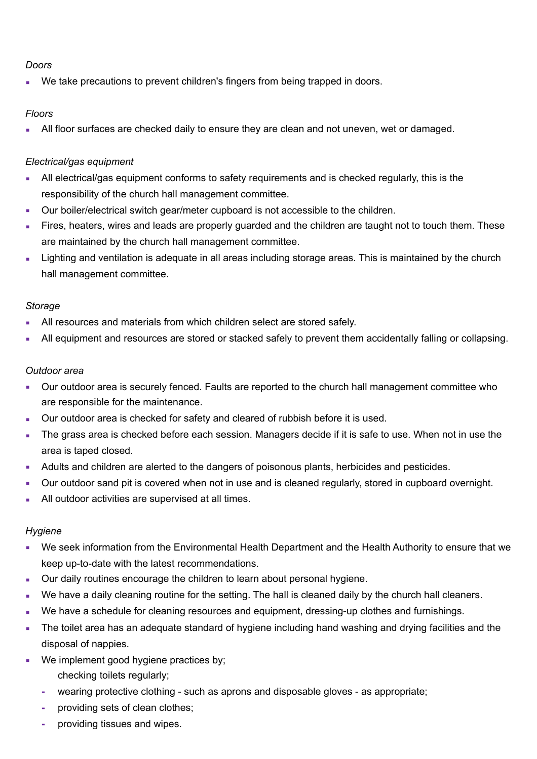*Doors*

- We take precautions to prevent children's fingers from being trapped in doors.

*Floors*

- All floor surfaces are checked daily to ensure they are clean and not uneven, wet or damaged.

*Electrical/gas equipment*

- All electrical/gas equipment conforms to safety requirements and is checked regularly, this is the responsibility of the church hall management committee.
- Our boiler/electrical switch gear/meter cupboard is not accessible to the children.
- Fires, heaters, wires and leads are properly guarded and the children are taught not to touch them. These are maintained by the church hall management committee.
- Lighting and ventilation is adequate in all areas including storage areas. This is maintained by the church hall management committee.

*Storage*

- All resources and materials from which children select are stored safely.
- All equipment and resources are stored or stacked safely to prevent them accidentally falling or collapsing.

*Outdoor area*

- Our outdoor area is securely fenced. Faults are reported to the church hall management committee who are responsible for the maintenance.
- Our outdoor area is checked for safety and cleared of rubbish before it is used.
- The grass area is checked before each session. Managers decide if it is safe to use. When not in use the area is taped closed.
- Adults and children are alerted to the dangers of poisonous plants, herbicides and pesticides.
- Our outdoor sand pit is covered when not in use and is cleaned regularly, stored in cupboard overnight.
- All outdoor activities are supervised at all times.

*Hygiene*

- We seek information from the Environmental Health Department and the Health Authority to ensure that we keep up-to-date with the latest recommendations.
- Our daily routines encourage the children to learn about personal hygiene.
- We have a daily cleaning routine for the setting. The hall is cleaned daily by the church hall cleaners.
- We have a schedule for cleaning resources and equipment, dressing-up clothes and furnishings.
- The toilet area has an adequate standard of hygiene including hand washing and drying facilities and the disposal of nappies.
- We implement good hygiene practices by;
  - checking toilets regularly;
  - wearing protective clothing - such as aprons and disposable gloves - as appropriate;
  - providing sets of clean clothes;
  - providing tissues and wipes.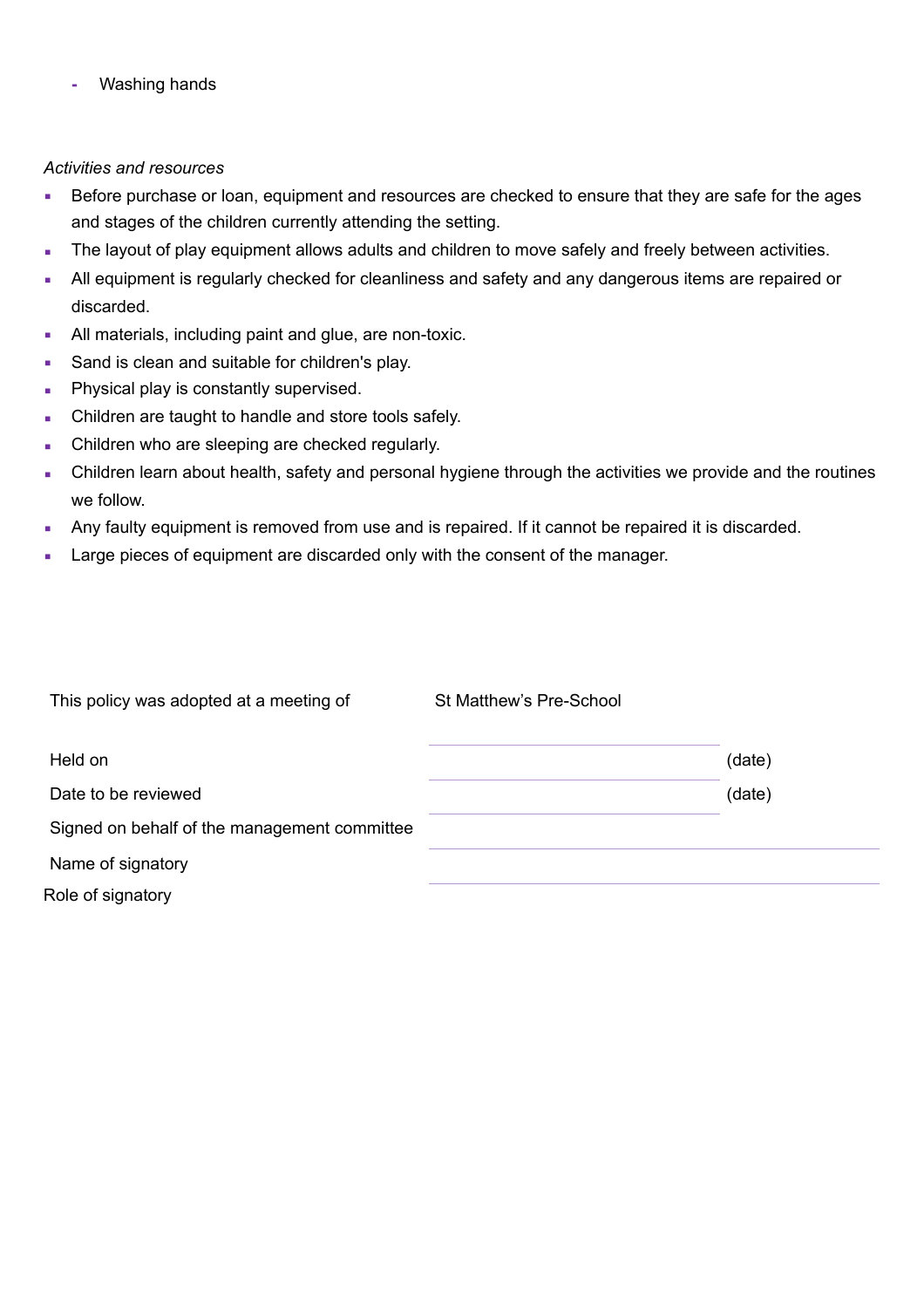- Washing hands

*Activities and resources*

- Before purchase or loan, equipment and resources are checked to ensure that they are safe for the ages and stages of the children currently attending the setting.
- The layout of play equipment allows adults and children to move safely and freely between activities.
- All equipment is regularly checked for cleanliness and safety and any dangerous items are repaired or discarded.
- All materials, including paint and glue, are non-toxic.
- Sand is clean and suitable for children's play.
- Physical play is constantly supervised.
- Children are taught to handle and store tools safely.
- Children who are sleeping are checked regularly.
- Children learn about health, safety and personal hygiene through the activities we provide and the routines we follow.
- Any faulty equipment is removed from use and is repaired. If it cannot be repaired it is discarded.
- Large pieces of equipment are discarded only with the consent of the manager.

| | | |
|---|---|---|
| This policy was adopted at a meeting of | St Matthew's Pre-School | |
| Held on | | (date) |
| Date to be reviewed | | (date) |
| Signed on behalf of the management committee | | |
| Name of signatory | | |
| Role of signatory | | |